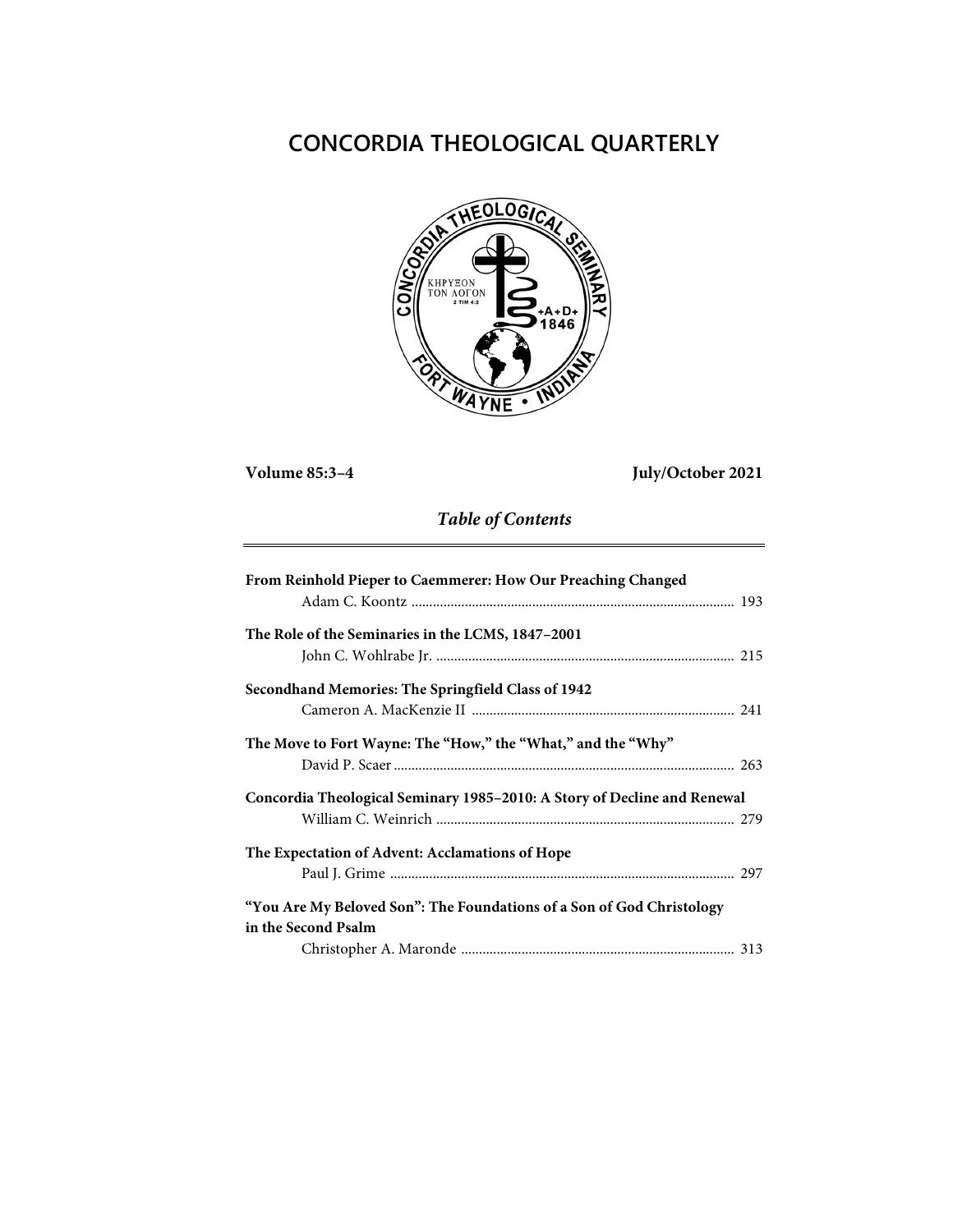# CONCORDIA THEOLOGICAL QUARTERLY

**Volume 85:3–4** **July/October 2021**

## *Table of Contents*

**From Reinhold Pieper to Caemmerer: How Our Preaching Changed**
Adam C. Koontz ............................................................................ 193

**The Role of the Seminaries in the LCMS, 1847–2001**
John C. Wohlrabe Jr. .................................................................... 215

**Secondhand Memories: The Springfield Class of 1942**
Cameron A. MacKenzie II ........................................................... 241

**The Move to Fort Wayne: The "How," the "What," and the "Why"**
David P. Scaer ................................................................................ 263

**Concordia Theological Seminary 1985–2010: A Story of Decline and Renewal**
William C. Weinrich ..................................................................... 279

**The Expectation of Advent: Acclamations of Hope**
Paul J. Grime ................................................................................. 297

**"You Are My Beloved Son": The Foundations of a Son of God Christology in the Second Psalm**
Christopher A. Maronde .............................................................. 313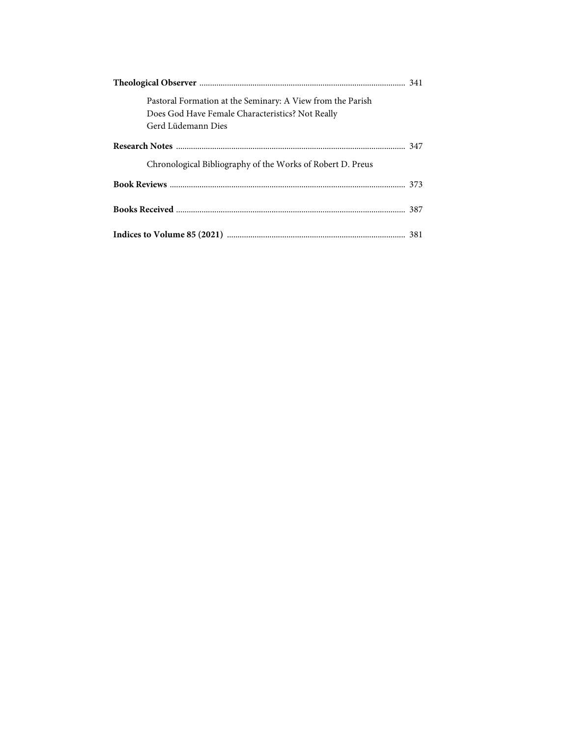**Theological Observer** .................................................................................................. 341

Pastoral Formation at the Seminary: A View from the Parish
Does God Have Female Characteristics? Not Really
Gerd Lüdemann Dies

**Research Notes** .......................................................................................................... 347

Chronological Bibliography of the Works of Robert D. Preus

**Book Reviews** ............................................................................................................. 373

**Books Received** .......................................................................................................... 387

**Indices to Volume 85 (2021)** ................................................................................... 381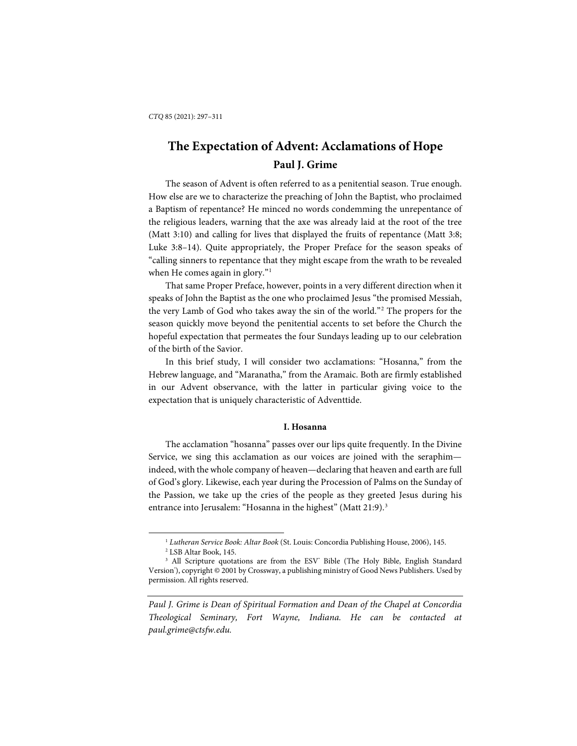# The Expectation of Advent: Acclamations of Hope

**Paul J. Grime**

The season of Advent is often referred to as a penitential season. True enough. How else are we to characterize the preaching of John the Baptist, who proclaimed a Baptism of repentance? He minced no words condemming the unrepentance of the religious leaders, warning that the axe was already laid at the root of the tree (Matt 3:10) and calling for lives that displayed the fruits of repentance (Matt 3:8; Luke 3:8–14). Quite appropriately, the Proper Preface for the season speaks of "calling sinners to repentance that they might escape from the wrath to be revealed when He comes again in glory."[1]

That same Proper Preface, however, points in a very different direction when it speaks of John the Baptist as the one who proclaimed Jesus "the promised Messiah, the very Lamb of God who takes away the sin of the world."[2] The propers for the season quickly move beyond the penitential accents to set before the Church the hopeful expectation that permeates the four Sundays leading up to our celebration of the birth of the Savior.

In this brief study, I will consider two acclamations: "Hosanna," from the Hebrew language, and "Maranatha," from the Aramaic. Both are firmly established in our Advent observance, with the latter in particular giving voice to the expectation that is uniquely characteristic of Adventtide.

## I. Hosanna

The acclamation "hosanna" passes over our lips quite frequently. In the Divine Service, we sing this acclamation as our voices are joined with the seraphim—indeed, with the whole company of heaven—declaring that heaven and earth are full of God's glory. Likewise, each year during the Procession of Palms on the Sunday of the Passion, we take up the cries of the people as they greeted Jesus during his entrance into Jerusalem: "Hosanna in the highest" (Matt 21:9).[3]

---

[1] *Lutheran Service Book: Altar Book* (St. Louis: Concordia Publishing House, 2006), 145.

[2] LSB Altar Book, 145.

[3] All Scripture quotations are from the ESV® Bible (The Holy Bible, English Standard Version®), copyright © 2001 by Crossway, a publishing ministry of Good News Publishers. Used by permission. All rights reserved.

---

*Paul J. Grime is Dean of Spiritual Formation and Dean of the Chapel at Concordia Theological Seminary, Fort Wayne, Indiana. He can be contacted at paul.grime@ctsfw.edu.*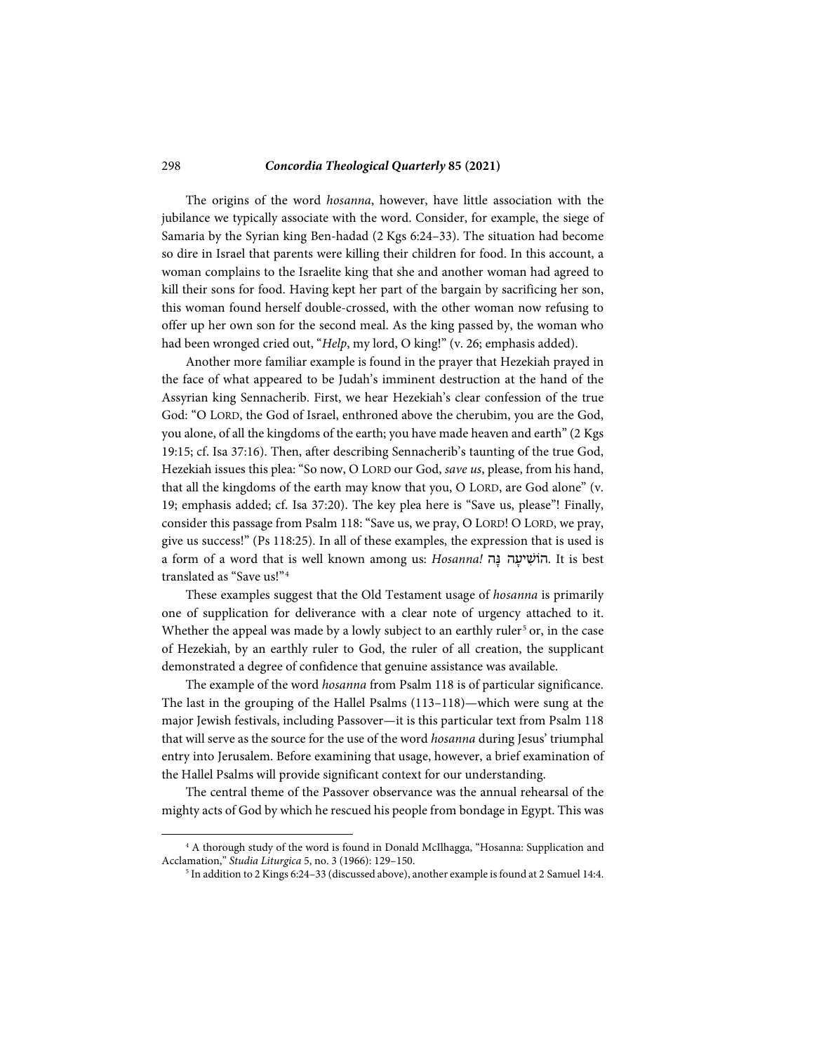The origins of the word *hosanna*, however, have little association with the jubilance we typically associate with the word. Consider, for example, the siege of Samaria by the Syrian king Ben-hadad (2 Kgs 6:24–33). The situation had become so dire in Israel that parents were killing their children for food. In this account, a woman complains to the Israelite king that she and another woman had agreed to kill their sons for food. Having kept her part of the bargain by sacrificing her son, this woman found herself double-crossed, with the other woman now refusing to offer up her own son for the second meal. As the king passed by, the woman who had been wronged cried out, "*Help*, my lord, O king!" (v. 26; emphasis added).

Another more familiar example is found in the prayer that Hezekiah prayed in the face of what appeared to be Judah's imminent destruction at the hand of the Assyrian king Sennacherib. First, we hear Hezekiah's clear confession of the true God: "O LORD, the God of Israel, enthroned above the cherubim, you are the God, you alone, of all the kingdoms of the earth; you have made heaven and earth" (2 Kgs 19:15; cf. Isa 37:16). Then, after describing Sennacherib's taunting of the true God, Hezekiah issues this plea: "So now, O LORD our God, *save us*, please, from his hand, that all the kingdoms of the earth may know that you, O LORD, are God alone" (v. 19; emphasis added; cf. Isa 37:20). The key plea here is "Save us, please"! Finally, consider this passage from Psalm 118: "Save us, we pray, O LORD! O LORD, we pray, give us success!" (Ps 118:25). In all of these examples, the expression that is used is a form of a word that is well known among us: *Hosanna!* הוֹשִׁיעָה נָּה. It is best translated as "Save us!"[4]

These examples suggest that the Old Testament usage of *hosanna* is primarily one of supplication for deliverance with a clear note of urgency attached to it. Whether the appeal was made by a lowly subject to an earthly ruler[5] or, in the case of Hezekiah, by an earthly ruler to God, the ruler of all creation, the supplicant demonstrated a degree of confidence that genuine assistance was available.

The example of the word *hosanna* from Psalm 118 is of particular significance. The last in the grouping of the Hallel Psalms (113–118)—which were sung at the major Jewish festivals, including Passover—it is this particular text from Psalm 118 that will serve as the source for the use of the word *hosanna* during Jesus' triumphal entry into Jerusalem. Before examining that usage, however, a brief examination of the Hallel Psalms will provide significant context for our understanding.

The central theme of the Passover observance was the annual rehearsal of the mighty acts of God by which he rescued his people from bondage in Egypt. This was

---

[4] A thorough study of the word is found in Donald McIlhagga, "Hosanna: Supplication and Acclamation," *Studia Liturgica* 5, no. 3 (1966): 129–150.

[5] In addition to 2 Kings 6:24–33 (discussed above), another example is found at 2 Samuel 14:4.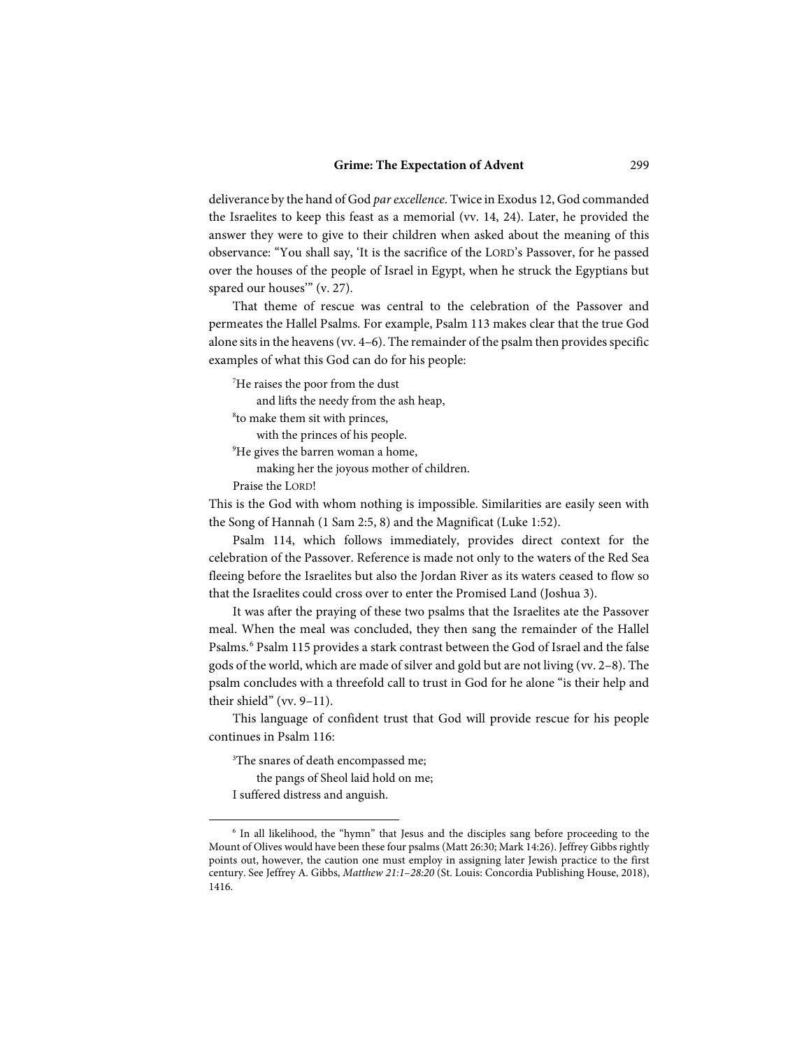deliverance by the hand of God *par excellence*. Twice in Exodus 12, God commanded the Israelites to keep this feast as a memorial (vv. 14, 24). Later, he provided the answer they were to give to their children when asked about the meaning of this observance: "You shall say, 'It is the sacrifice of the LORD's Passover, for he passed over the houses of the people of Israel in Egypt, when he struck the Egyptians but spared our houses'" (v. 27).

That theme of rescue was central to the celebration of the Passover and permeates the Hallel Psalms. For example, Psalm 113 makes clear that the true God alone sits in the heavens (vv. 4–6). The remainder of the psalm then provides specific examples of what this God can do for his people:

> [7]He raises the poor from the dust
> and lifts the needy from the ash heap,
> [8]to make them sit with princes,
> with the princes of his people.
> [9]He gives the barren woman a home,
> making her the joyous mother of children.
> Praise the LORD!

This is the God with whom nothing is impossible. Similarities are easily seen with the Song of Hannah (1 Sam 2:5, 8) and the Magnificat (Luke 1:52).

Psalm 114, which follows immediately, provides direct context for the celebration of the Passover. Reference is made not only to the waters of the Red Sea fleeing before the Israelites but also the Jordan River as its waters ceased to flow so that the Israelites could cross over to enter the Promised Land (Joshua 3).

It was after the praying of these two psalms that the Israelites ate the Passover meal. When the meal was concluded, they then sang the remainder of the Hallel Psalms.[6] Psalm 115 provides a stark contrast between the God of Israel and the false gods of the world, which are made of silver and gold but are not living (vv. 2–8). The psalm concludes with a threefold call to trust in God for he alone "is their help and their shield" (vv. 9–11).

This language of confident trust that God will provide rescue for his people continues in Psalm 116:

> [3]The snares of death encompassed me;
> the pangs of Sheol laid hold on me;
> I suffered distress and anguish.

---

[6] In all likelihood, the "hymn" that Jesus and the disciples sang before proceeding to the Mount of Olives would have been these four psalms (Matt 26:30; Mark 14:26). Jeffrey Gibbs rightly points out, however, the caution one must employ in assigning later Jewish practice to the first century. See Jeffrey A. Gibbs, *Matthew 21:1–28:20* (St. Louis: Concordia Publishing House, 2018), 1416.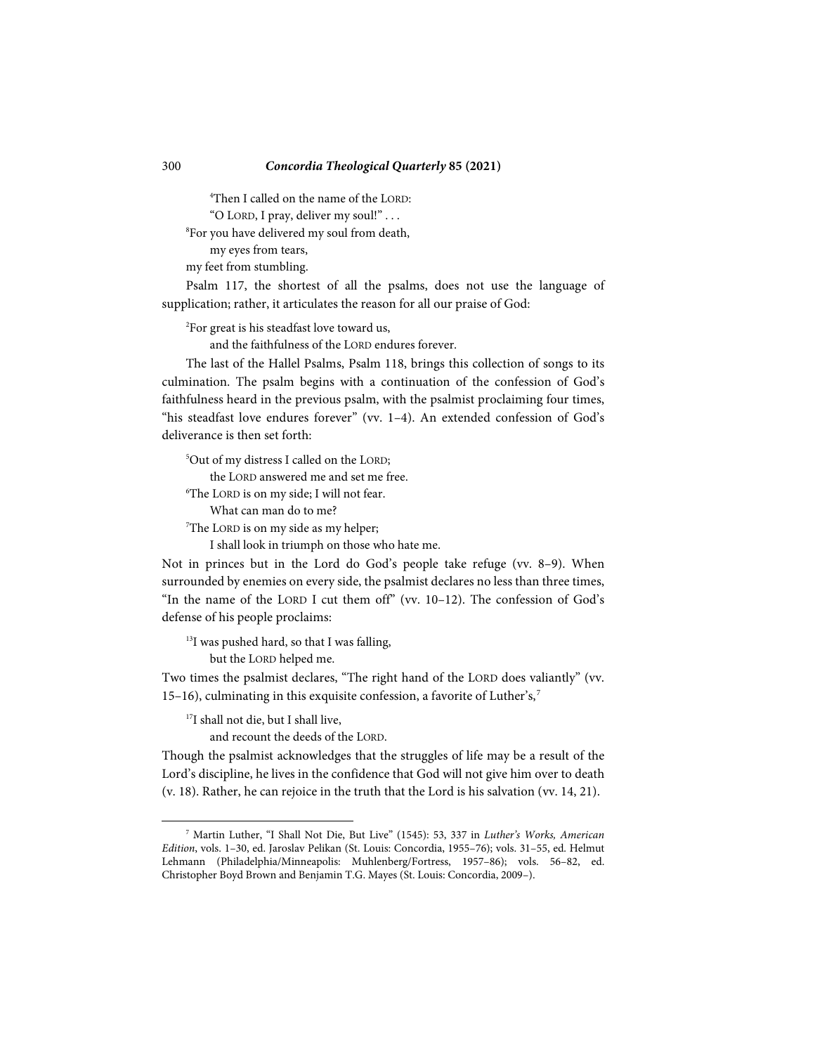[4]Then I called on the name of the LORD:
"O LORD, I pray, deliver my soul!" . . .
[8]For you have delivered my soul from death,
my eyes from tears,
my feet from stumbling.

Psalm 117, the shortest of all the psalms, does not use the language of supplication; rather, it articulates the reason for all our praise of God:

[2]For great is his steadfast love toward us,
and the faithfulness of the LORD endures forever.

The last of the Hallel Psalms, Psalm 118, brings this collection of songs to its culmination. The psalm begins with a continuation of the confession of God's faithfulness heard in the previous psalm, with the psalmist proclaiming four times, "his steadfast love endures forever" (vv. 1–4). An extended confession of God's deliverance is then set forth:

[5]Out of my distress I called on the LORD;
the LORD answered me and set me free.
[6]The LORD is on my side; I will not fear.
What can man do to me?
[7]The LORD is on my side as my helper;
I shall look in triumph on those who hate me.

Not in princes but in the Lord do God's people take refuge (vv. 8–9). When surrounded by enemies on every side, the psalmist declares no less than three times, "In the name of the LORD I cut them off" (vv. 10–12). The confession of God's defense of his people proclaims:

[13]I was pushed hard, so that I was falling,
but the LORD helped me.

Two times the psalmist declares, "The right hand of the LORD does valiantly" (vv. 15–16), culminating in this exquisite confession, a favorite of Luther's,[7]

[17]I shall not die, but I shall live,
and recount the deeds of the LORD.

Though the psalmist acknowledges that the struggles of life may be a result of the Lord's discipline, he lives in the confidence that God will not give him over to death (v. 18). Rather, he can rejoice in the truth that the Lord is his salvation (vv. 14, 21).

[7] Martin Luther, "I Shall Not Die, But Live" (1545): 53, 337 in *Luther's Works, American Edition*, vols. 1–30, ed. Jaroslav Pelikan (St. Louis: Concordia, 1955–76); vols. 31–55, ed. Helmut Lehmann (Philadelphia/Minneapolis: Muhlenberg/Fortress, 1957–86); vols. 56–82, ed. Christopher Boyd Brown and Benjamin T.G. Mayes (St. Louis: Concordia, 2009–).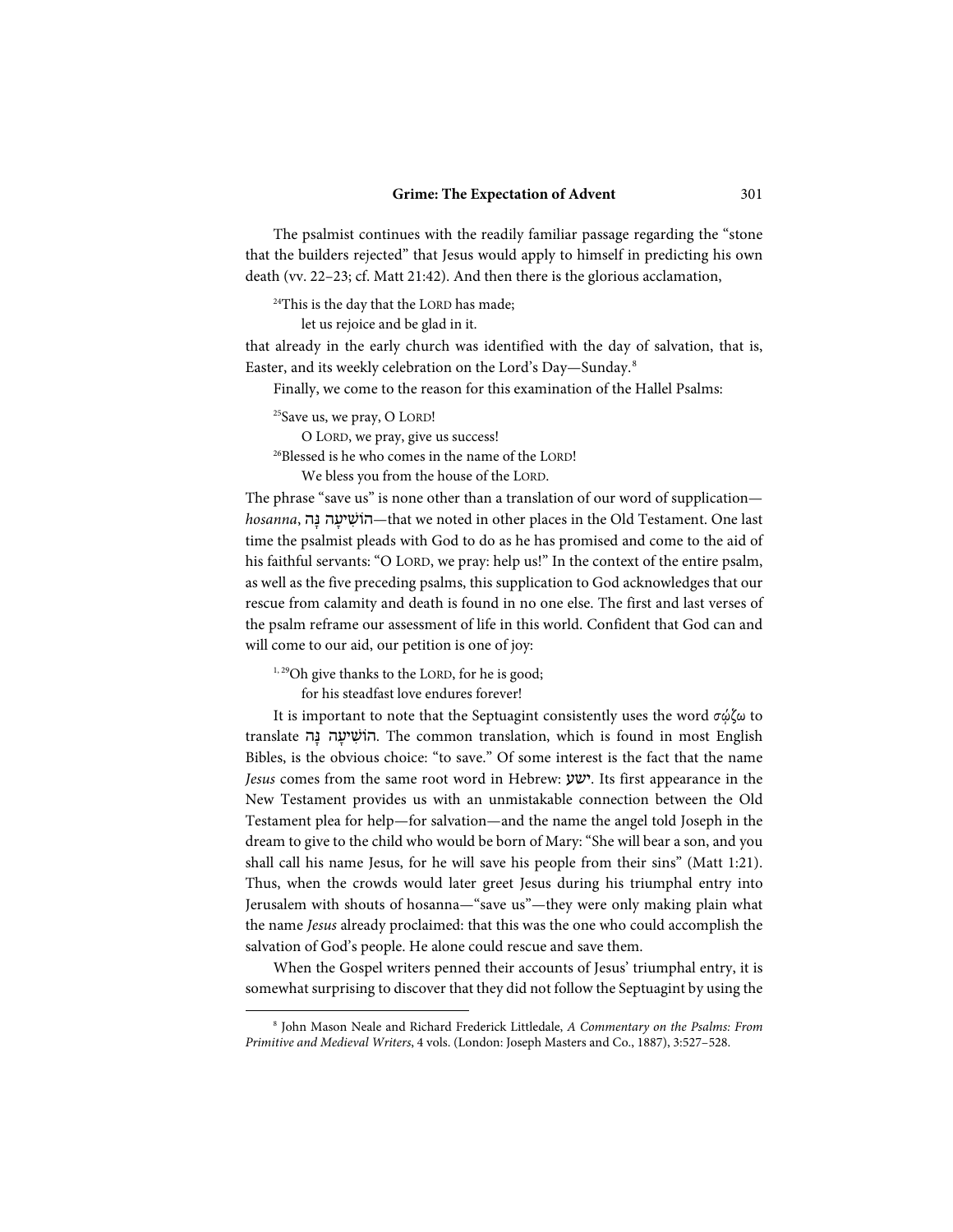The psalmist continues with the readily familiar passage regarding the "stone that the builders rejected" that Jesus would apply to himself in predicting his own death (vv. 22–23; cf. Matt 21:42). And then there is the glorious acclamation,

> [24]This is the day that the LORD has made;
> let us rejoice and be glad in it.

that already in the early church was identified with the day of salvation, that is, Easter, and its weekly celebration on the Lord's Day—Sunday.[8]

Finally, we come to the reason for this examination of the Hallel Psalms:

> [25]Save us, we pray, O LORD!
> O LORD, we pray, give us success!
> [26]Blessed is he who comes in the name of the LORD!
> We bless you from the house of the LORD.

The phrase "save us" is none other than a translation of our word of supplication—*hosanna*, הוֹשִׁיעָה נָּה—that we noted in other places in the Old Testament. One last time the psalmist pleads with God to do as he has promised and come to the aid of his faithful servants: "O LORD, we pray: help us!" In the context of the entire psalm, as well as the five preceding psalms, this supplication to God acknowledges that our rescue from calamity and death is found in no one else. The first and last verses of the psalm reframe our assessment of life in this world. Confident that God can and will come to our aid, our petition is one of joy:

> [1, 29]Oh give thanks to the LORD, for he is good;
> for his steadfast love endures forever!

It is important to note that the Septuagint consistently uses the word *σῴζω* to translate הוֹשִׁיעָה נָּה. The common translation, which is found in most English Bibles, is the obvious choice: "to save." Of some interest is the fact that the name *Jesus* comes from the same root word in Hebrew: ישע. Its first appearance in the New Testament provides us with an unmistakable connection between the Old Testament plea for help—for salvation—and the name the angel told Joseph in the dream to give to the child who would be born of Mary: "She will bear a son, and you shall call his name Jesus, for he will save his people from their sins" (Matt 1:21). Thus, when the crowds would later greet Jesus during his triumphal entry into Jerusalem with shouts of hosanna—"save us"—they were only making plain what the name *Jesus* already proclaimed: that this was the one who could accomplish the salvation of God's people. He alone could rescue and save them.

When the Gospel writers penned their accounts of Jesus' triumphal entry, it is somewhat surprising to discover that they did not follow the Septuagint by using the

---

[8] John Mason Neale and Richard Frederick Littledale, *A Commentary on the Psalms: From Primitive and Medieval Writers*, 4 vols. (London: Joseph Masters and Co., 1887), 3:527–528.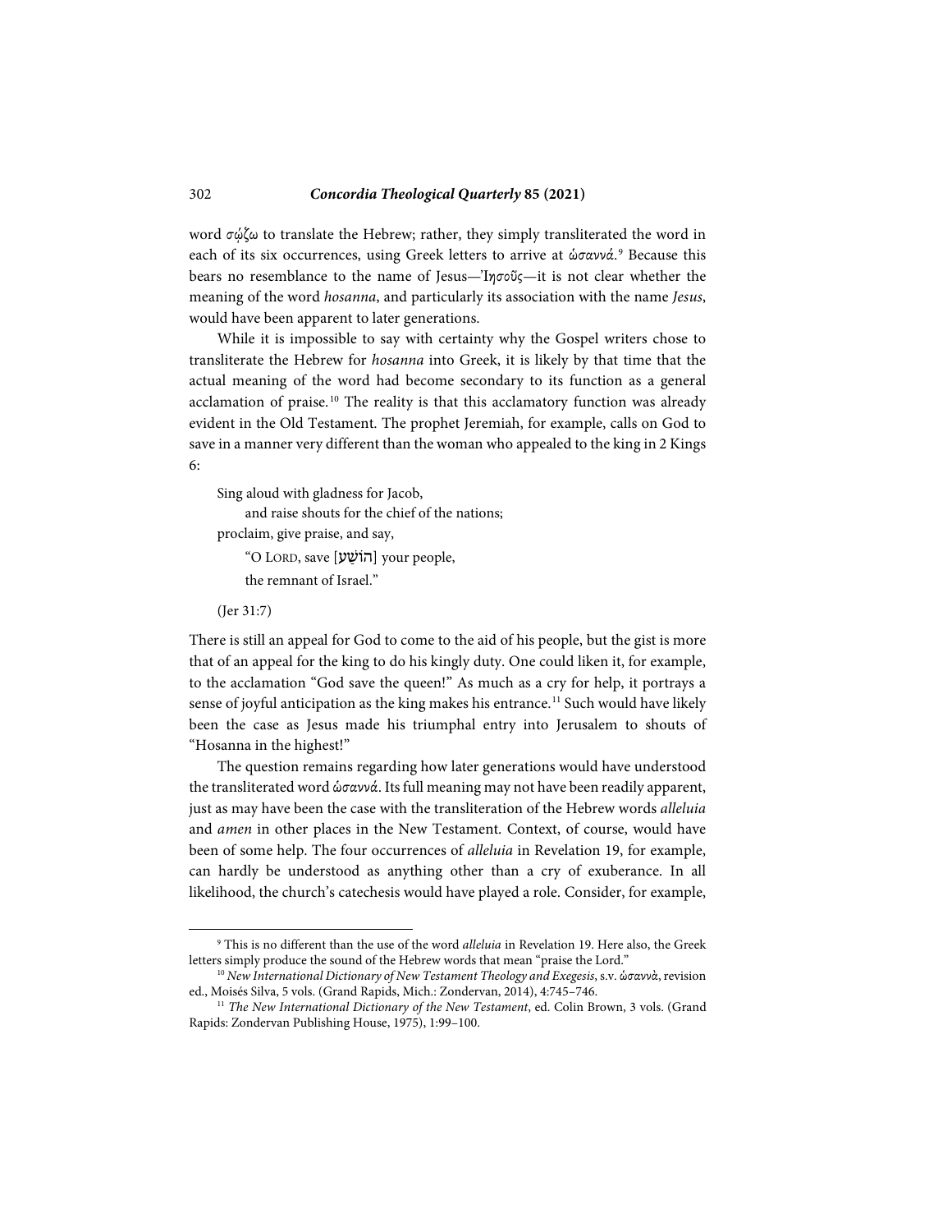word σῴζω to translate the Hebrew; rather, they simply transliterated the word in each of its six occurrences, using Greek letters to arrive at ὡσαννά.[9] Because this bears no resemblance to the name of Jesus—Ἰησοῦς—it is not clear whether the meaning of the word *hosanna*, and particularly its association with the name *Jesus*, would have been apparent to later generations.

While it is impossible to say with certainty why the Gospel writers chose to transliterate the Hebrew for *hosanna* into Greek, it is likely by that time that the actual meaning of the word had become secondary to its function as a general acclamation of praise.[10] The reality is that this acclamatory function was already evident in the Old Testament. The prophet Jeremiah, for example, calls on God to save in a manner very different than the woman who appealed to the king in 2 Kings 6:

> Sing aloud with gladness for Jacob,
> and raise shouts for the chief of the nations;
> proclaim, give praise, and say,
> "O LORD, save [הוֹשַׁע] your people,
> the remnant of Israel."
>
> (Jer 31:7)

There is still an appeal for God to come to the aid of his people, but the gist is more that of an appeal for the king to do his kingly duty. One could liken it, for example, to the acclamation "God save the queen!" As much as a cry for help, it portrays a sense of joyful anticipation as the king makes his entrance.[11] Such would have likely been the case as Jesus made his triumphal entry into Jerusalem to shouts of "Hosanna in the highest!"

The question remains regarding how later generations would have understood the transliterated word ὡσαννά. Its full meaning may not have been readily apparent, just as may have been the case with the transliteration of the Hebrew words *alleluia* and *amen* in other places in the New Testament. Context, of course, would have been of some help. The four occurrences of *alleluia* in Revelation 19, for example, can hardly be understood as anything other than a cry of exuberance. In all likelihood, the church's catechesis would have played a role. Consider, for example,

---

[9] This is no different than the use of the word *alleluia* in Revelation 19. Here also, the Greek letters simply produce the sound of the Hebrew words that mean "praise the Lord."

[10] *New International Dictionary of New Testament Theology and Exegesis*, s.v. ὡσαννὰ, revision ed., Moisés Silva, 5 vols. (Grand Rapids, Mich.: Zondervan, 2014), 4:745–746.

[11] *The New International Dictionary of the New Testament*, ed. Colin Brown, 3 vols. (Grand Rapids: Zondervan Publishing House, 1975), 1:99–100.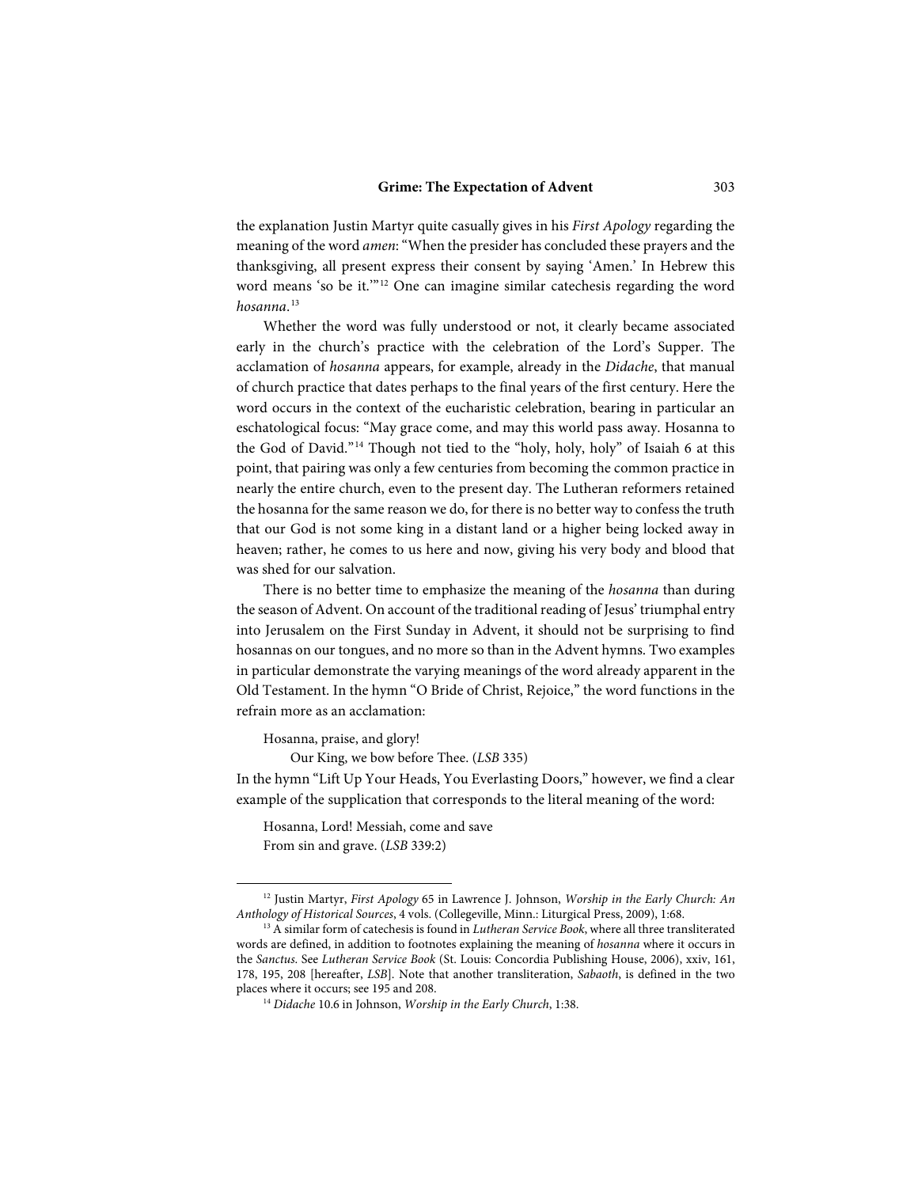the explanation Justin Martyr quite casually gives in his *First Apology* regarding the meaning of the word *amen*: "When the presider has concluded these prayers and the thanksgiving, all present express their consent by saying 'Amen.' In Hebrew this word means 'so be it.'"[12] One can imagine similar catechesis regarding the word *hosanna*.[13]

Whether the word was fully understood or not, it clearly became associated early in the church's practice with the celebration of the Lord's Supper. The acclamation of *hosanna* appears, for example, already in the *Didache*, that manual of church practice that dates perhaps to the final years of the first century. Here the word occurs in the context of the eucharistic celebration, bearing in particular an eschatological focus: "May grace come, and may this world pass away. Hosanna to the God of David."[14] Though not tied to the "holy, holy, holy" of Isaiah 6 at this point, that pairing was only a few centuries from becoming the common practice in nearly the entire church, even to the present day. The Lutheran reformers retained the hosanna for the same reason we do, for there is no better way to confess the truth that our God is not some king in a distant land or a higher being locked away in heaven; rather, he comes to us here and now, giving his very body and blood that was shed for our salvation.

There is no better time to emphasize the meaning of the *hosanna* than during the season of Advent. On account of the traditional reading of Jesus' triumphal entry into Jerusalem on the First Sunday in Advent, it should not be surprising to find hosannas on our tongues, and no more so than in the Advent hymns. Two examples in particular demonstrate the varying meanings of the word already apparent in the Old Testament. In the hymn "O Bride of Christ, Rejoice," the word functions in the refrain more as an acclamation:

> Hosanna, praise, and glory!
> Our King, we bow before Thee. (*LSB* 335)

In the hymn "Lift Up Your Heads, You Everlasting Doors," however, we find a clear example of the supplication that corresponds to the literal meaning of the word:

> Hosanna, Lord! Messiah, come and save
> From sin and grave. (*LSB* 339:2)

---

[12] Justin Martyr, *First Apology* 65 in Lawrence J. Johnson, *Worship in the Early Church: An Anthology of Historical Sources*, 4 vols. (Collegeville, Minn.: Liturgical Press, 2009), 1:68.

[13] A similar form of catechesis is found in *Lutheran Service Book*, where all three transliterated words are defined, in addition to footnotes explaining the meaning of *hosanna* where it occurs in the *Sanctus*. See *Lutheran Service Book* (St. Louis: Concordia Publishing House, 2006), xxiv, 161, 178, 195, 208 [hereafter, *LSB*]. Note that another transliteration, *Sabaoth*, is defined in the two places where it occurs; see 195 and 208.

[14] *Didache* 10.6 in Johnson, *Worship in the Early Church*, 1:38.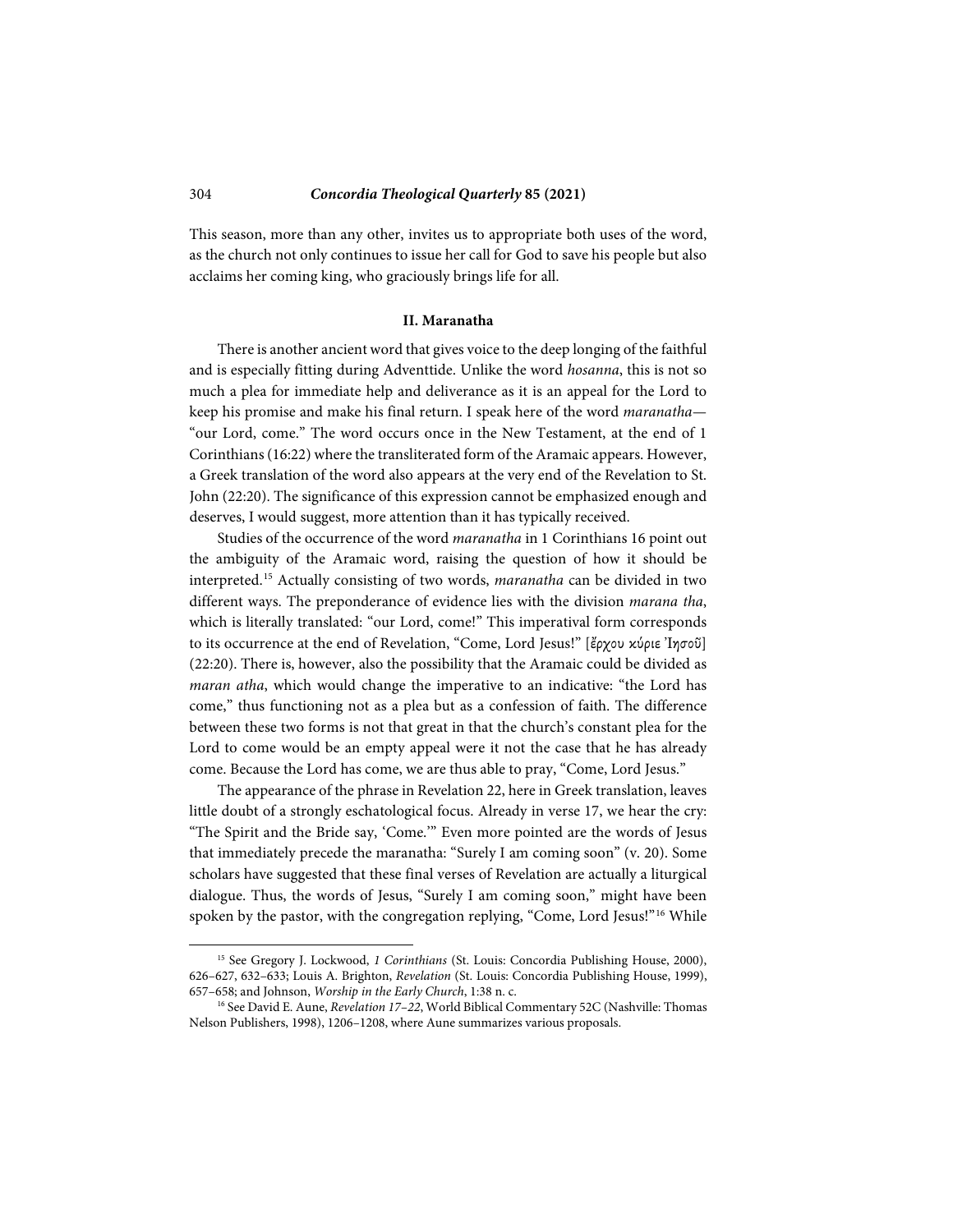This season, more than any other, invites us to appropriate both uses of the word, as the church not only continues to issue her call for God to save his people but also acclaims her coming king, who graciously brings life for all.

### II. Maranatha

There is another ancient word that gives voice to the deep longing of the faithful and is especially fitting during Adventtide. Unlike the word *hosanna*, this is not so much a plea for immediate help and deliverance as it is an appeal for the Lord to keep his promise and make his final return. I speak here of the word *maranatha*—"our Lord, come." The word occurs once in the New Testament, at the end of 1 Corinthians (16:22) where the transliterated form of the Aramaic appears. However, a Greek translation of the word also appears at the very end of the Revelation to St. John (22:20). The significance of this expression cannot be emphasized enough and deserves, I would suggest, more attention than it has typically received.

Studies of the occurrence of the word *maranatha* in 1 Corinthians 16 point out the ambiguity of the Aramaic word, raising the question of how it should be interpreted.[15] Actually consisting of two words, *maranatha* can be divided in two different ways. The preponderance of evidence lies with the division *marana tha*, which is literally translated: "our Lord, come!" This imperatival form corresponds to its occurrence at the end of Revelation, "Come, Lord Jesus!" [ἔρχου κύριε Ἰησοῦ] (22:20). There is, however, also the possibility that the Aramaic could be divided as *maran atha*, which would change the imperative to an indicative: "the Lord has come," thus functioning not as a plea but as a confession of faith. The difference between these two forms is not that great in that the church's constant plea for the Lord to come would be an empty appeal were it not the case that he has already come. Because the Lord has come, we are thus able to pray, "Come, Lord Jesus."

The appearance of the phrase in Revelation 22, here in Greek translation, leaves little doubt of a strongly eschatological focus. Already in verse 17, we hear the cry: "The Spirit and the Bride say, 'Come.'" Even more pointed are the words of Jesus that immediately precede the maranatha: "Surely I am coming soon" (v. 20). Some scholars have suggested that these final verses of Revelation are actually a liturgical dialogue. Thus, the words of Jesus, "Surely I am coming soon," might have been spoken by the pastor, with the congregation replying, "Come, Lord Jesus!"[16] While

---

[15] See Gregory J. Lockwood, *1 Corinthians* (St. Louis: Concordia Publishing House, 2000), 626–627, 632–633; Louis A. Brighton, *Revelation* (St. Louis: Concordia Publishing House, 1999), 657–658; and Johnson, *Worship in the Early Church*, 1:38 n. c.

[16] See David E. Aune, *Revelation 17–22*, World Biblical Commentary 52C (Nashville: Thomas Nelson Publishers, 1998), 1206–1208, where Aune summarizes various proposals.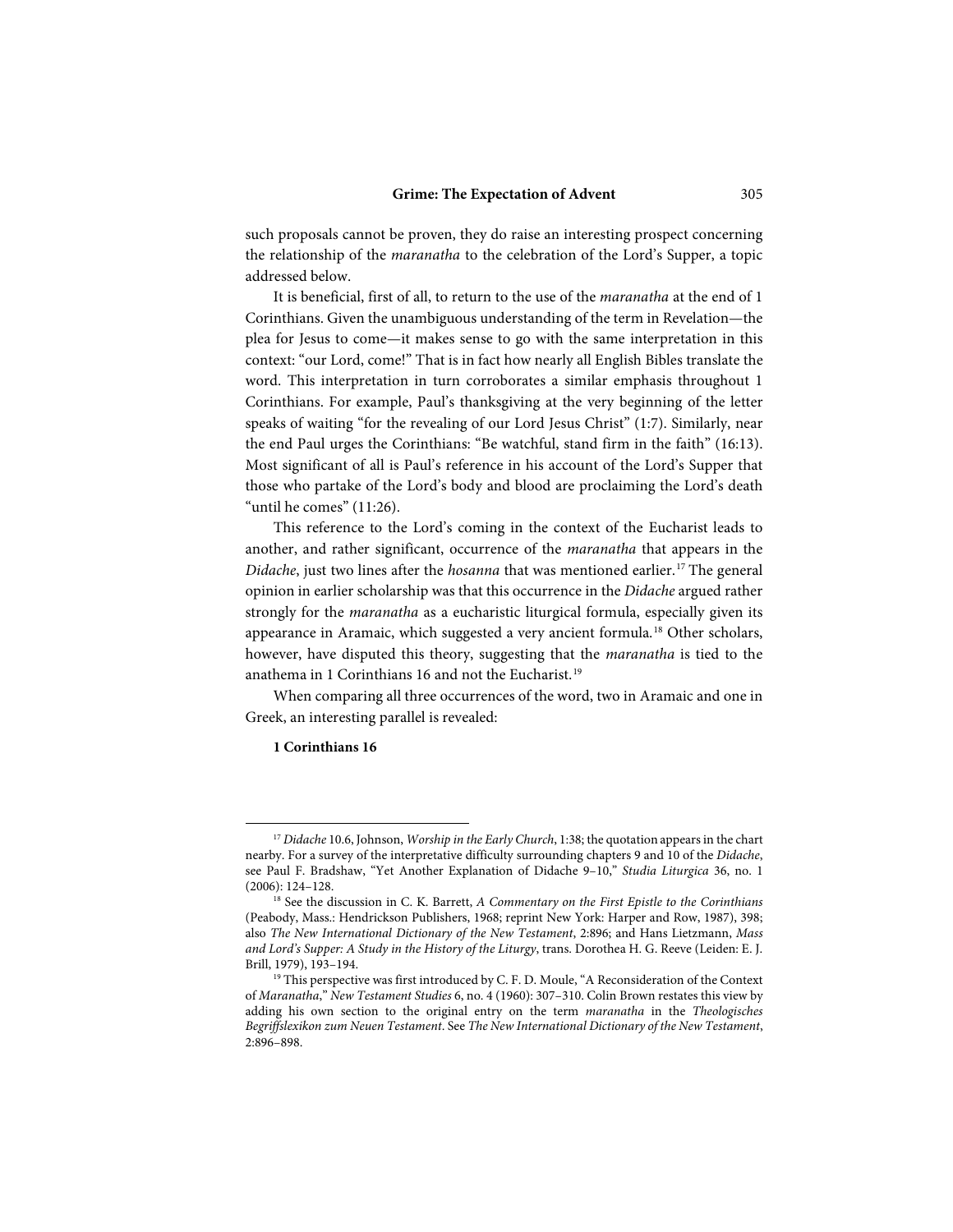such proposals cannot be proven, they do raise an interesting prospect concerning the relationship of the *maranatha* to the celebration of the Lord's Supper, a topic addressed below.

It is beneficial, first of all, to return to the use of the *maranatha* at the end of 1 Corinthians. Given the unambiguous understanding of the term in Revelation—the plea for Jesus to come—it makes sense to go with the same interpretation in this context: "our Lord, come!" That is in fact how nearly all English Bibles translate the word. This interpretation in turn corroborates a similar emphasis throughout 1 Corinthians. For example, Paul's thanksgiving at the very beginning of the letter speaks of waiting "for the revealing of our Lord Jesus Christ" (1:7). Similarly, near the end Paul urges the Corinthians: "Be watchful, stand firm in the faith" (16:13). Most significant of all is Paul's reference in his account of the Lord's Supper that those who partake of the Lord's body and blood are proclaiming the Lord's death "until he comes" (11:26).

This reference to the Lord's coming in the context of the Eucharist leads to another, and rather significant, occurrence of the *maranatha* that appears in the *Didache*, just two lines after the *hosanna* that was mentioned earlier.[17] The general opinion in earlier scholarship was that this occurrence in the *Didache* argued rather strongly for the *maranatha* as a eucharistic liturgical formula, especially given its appearance in Aramaic, which suggested a very ancient formula.[18] Other scholars, however, have disputed this theory, suggesting that the *maranatha* is tied to the anathema in 1 Corinthians 16 and not the Eucharist.[19]

When comparing all three occurrences of the word, two in Aramaic and one in Greek, an interesting parallel is revealed:

**1 Corinthians 16**

---

[17] *Didache* 10.6, Johnson, *Worship in the Early Church*, 1:38; the quotation appears in the chart nearby. For a survey of the interpretative difficulty surrounding chapters 9 and 10 of the *Didache*, see Paul F. Bradshaw, "Yet Another Explanation of Didache 9–10," *Studia Liturgica* 36, no. 1 (2006): 124–128.

[18] See the discussion in C. K. Barrett, *A Commentary on the First Epistle to the Corinthians* (Peabody, Mass.: Hendrickson Publishers, 1968; reprint New York: Harper and Row, 1987), 398; also *The New International Dictionary of the New Testament*, 2:896; and Hans Lietzmann, *Mass and Lord's Supper: A Study in the History of the Liturgy*, trans. Dorothea H. G. Reeve (Leiden: E. J. Brill, 1979), 193–194.

[19] This perspective was first introduced by C. F. D. Moule, "A Reconsideration of the Context of *Maranatha*," *New Testament Studies* 6, no. 4 (1960): 307–310. Colin Brown restates this view by adding his own section to the original entry on the term *maranatha* in the *Theologisches Begriffslexikon zum Neuen Testament*. See *The New International Dictionary of the New Testament*, 2:896–898.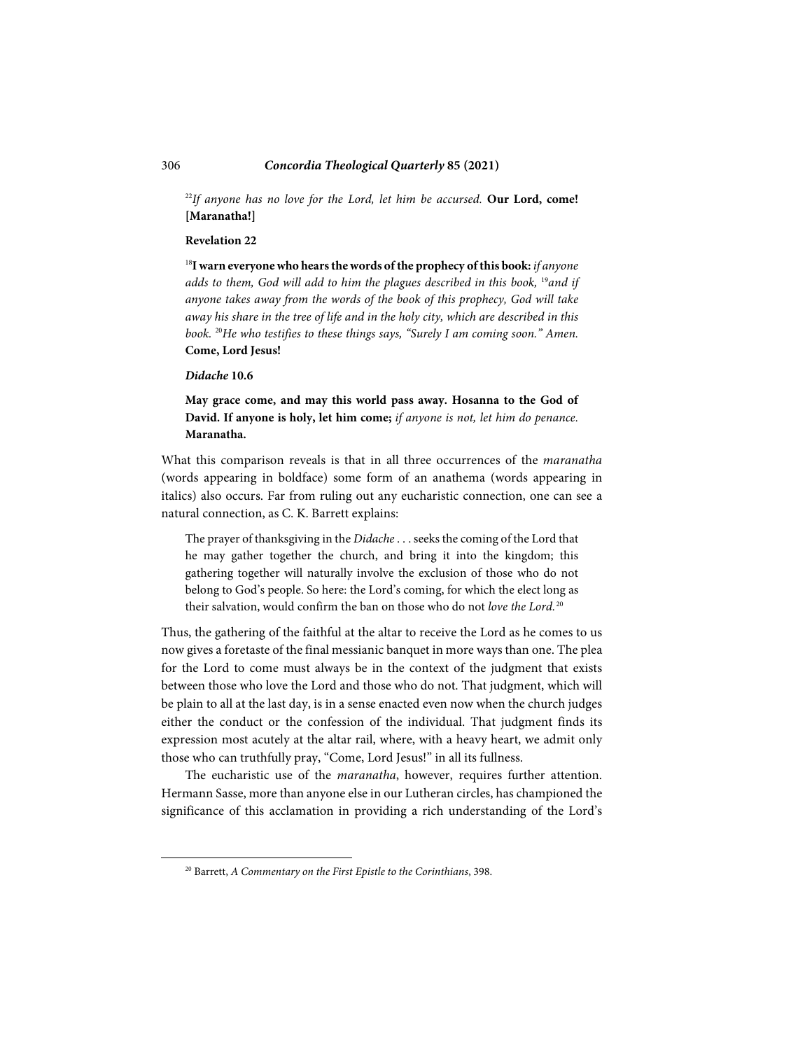[22]*If anyone has no love for the Lord, let him be accursed.* **Our Lord, come! [Maranatha!]**

**Revelation 22**

[18]**I warn everyone who hears the words of the prophecy of this book:** *if anyone adds to them, God will add to him the plagues described in this book,* [19]*and if anyone takes away from the words of the book of this prophecy, God will take away his share in the tree of life and in the holy city, which are described in this book.* [20]*He who testifies to these things says, "Surely I am coming soon." Amen.* **Come, Lord Jesus!**

***Didache* 10.6**

**May grace come, and may this world pass away. Hosanna to the God of David. If anyone is holy, let him come;** *if anyone is not, let him do penance.* **Maranatha.**

What this comparison reveals is that in all three occurrences of the *maranatha* (words appearing in boldface) some form of an anathema (words appearing in italics) also occurs. Far from ruling out any eucharistic connection, one can see a natural connection, as C. K. Barrett explains:

> The prayer of thanksgiving in the *Didache* . . . seeks the coming of the Lord that he may gather together the church, and bring it into the kingdom; this gathering together will naturally involve the exclusion of those who do not belong to God's people. So here: the Lord's coming, for which the elect long as their salvation, would confirm the ban on those who do not *love the Lord.*[20]

Thus, the gathering of the faithful at the altar to receive the Lord as he comes to us now gives a foretaste of the final messianic banquet in more ways than one. The plea for the Lord to come must always be in the context of the judgment that exists between those who love the Lord and those who do not. That judgment, which will be plain to all at the last day, is in a sense enacted even now when the church judges either the conduct or the confession of the individual. That judgment finds its expression most acutely at the altar rail, where, with a heavy heart, we admit only those who can truthfully pray, "Come, Lord Jesus!" in all its fullness.

The eucharistic use of the *maranatha*, however, requires further attention. Hermann Sasse, more than anyone else in our Lutheran circles, has championed the significance of this acclamation in providing a rich understanding of the Lord's

---

[20] Barrett, *A Commentary on the First Epistle to the Corinthians*, 398.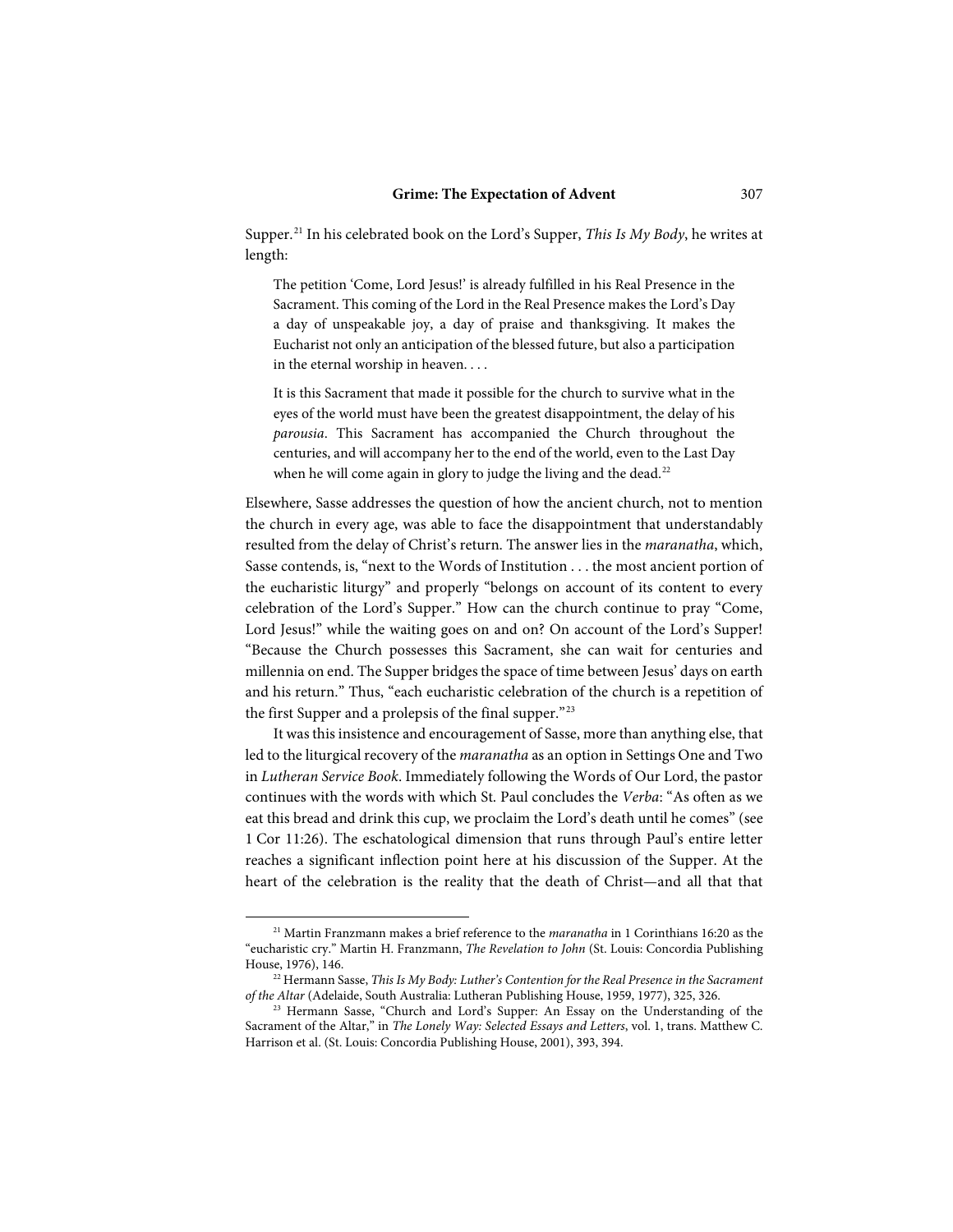Supper.[21] In his celebrated book on the Lord's Supper, *This Is My Body*, he writes at length:

> The petition 'Come, Lord Jesus!' is already fulfilled in his Real Presence in the Sacrament. This coming of the Lord in the Real Presence makes the Lord's Day a day of unspeakable joy, a day of praise and thanksgiving. It makes the Eucharist not only an anticipation of the blessed future, but also a participation in the eternal worship in heaven. . . .
>
> It is this Sacrament that made it possible for the church to survive what in the eyes of the world must have been the greatest disappointment, the delay of his *parousia*. This Sacrament has accompanied the Church throughout the centuries, and will accompany her to the end of the world, even to the Last Day when he will come again in glory to judge the living and the dead.[22]

Elsewhere, Sasse addresses the question of how the ancient church, not to mention the church in every age, was able to face the disappointment that understandably resulted from the delay of Christ's return. The answer lies in the *maranatha*, which, Sasse contends, is, "next to the Words of Institution . . . the most ancient portion of the eucharistic liturgy" and properly "belongs on account of its content to every celebration of the Lord's Supper." How can the church continue to pray "Come, Lord Jesus!" while the waiting goes on and on? On account of the Lord's Supper! "Because the Church possesses this Sacrament, she can wait for centuries and millennia on end. The Supper bridges the space of time between Jesus' days on earth and his return." Thus, "each eucharistic celebration of the church is a repetition of the first Supper and a prolepsis of the final supper."[23]

It was this insistence and encouragement of Sasse, more than anything else, that led to the liturgical recovery of the *maranatha* as an option in Settings One and Two in *Lutheran Service Book*. Immediately following the Words of Our Lord, the pastor continues with the words with which St. Paul concludes the *Verba*: "As often as we eat this bread and drink this cup, we proclaim the Lord's death until he comes" (see 1 Cor 11:26). The eschatological dimension that runs through Paul's entire letter reaches a significant inflection point here at his discussion of the Supper. At the heart of the celebration is the reality that the death of Christ—and all that that

---

[21] Martin Franzmann makes a brief reference to the *maranatha* in 1 Corinthians 16:20 as the "eucharistic cry." Martin H. Franzmann, *The Revelation to John* (St. Louis: Concordia Publishing House, 1976), 146.

[22] Hermann Sasse, *This Is My Body: Luther's Contention for the Real Presence in the Sacrament of the Altar* (Adelaide, South Australia: Lutheran Publishing House, 1959, 1977), 325, 326.

[23] Hermann Sasse, "Church and Lord's Supper: An Essay on the Understanding of the Sacrament of the Altar," in *The Lonely Way: Selected Essays and Letters*, vol. 1, trans. Matthew C. Harrison et al. (St. Louis: Concordia Publishing House, 2001), 393, 394.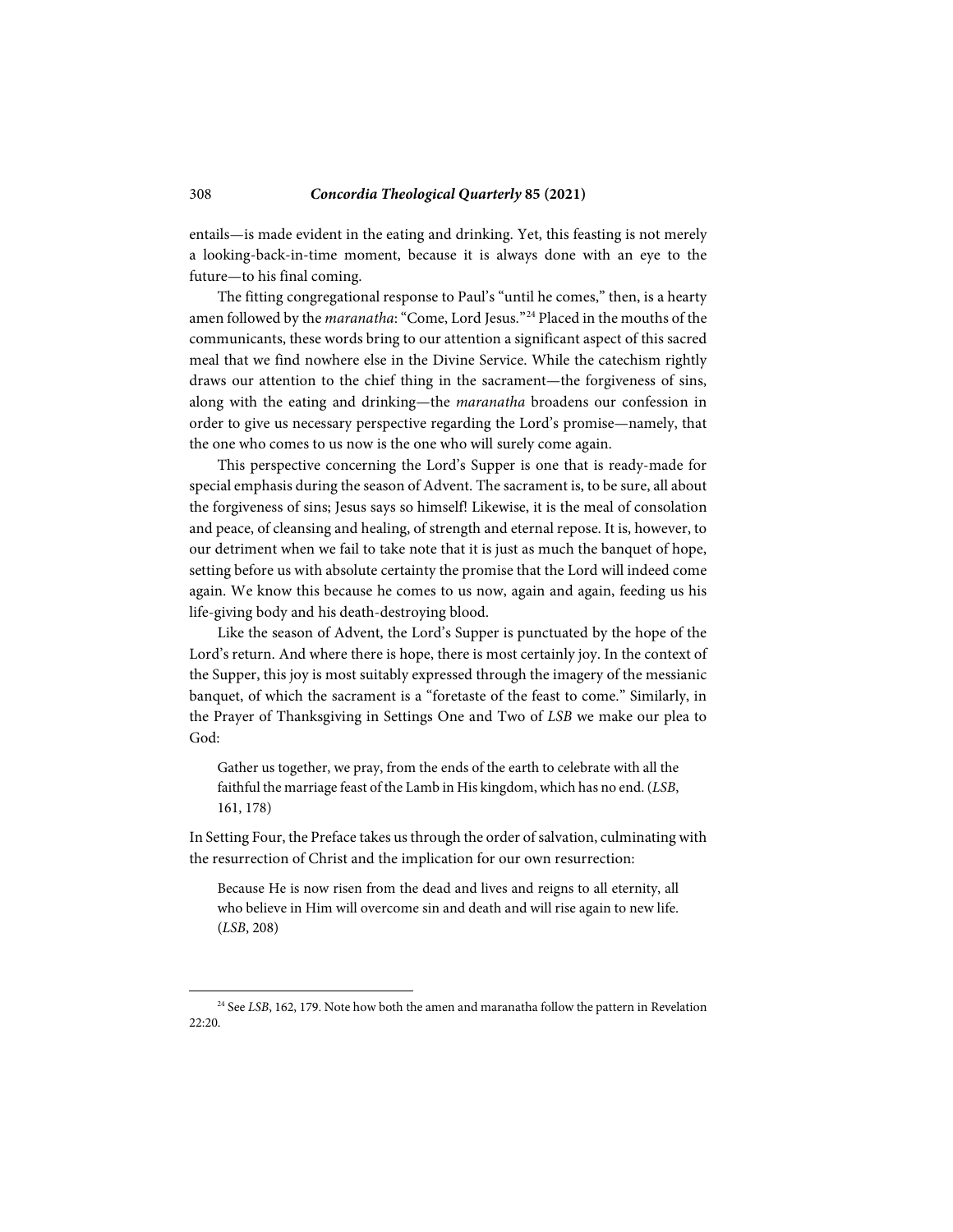entails—is made evident in the eating and drinking. Yet, this feasting is not merely a looking-back-in-time moment, because it is always done with an eye to the future—to his final coming.

The fitting congregational response to Paul's "until he comes," then, is a hearty amen followed by the *maranatha*: "Come, Lord Jesus."[24] Placed in the mouths of the communicants, these words bring to our attention a significant aspect of this sacred meal that we find nowhere else in the Divine Service. While the catechism rightly draws our attention to the chief thing in the sacrament—the forgiveness of sins, along with the eating and drinking—the *maranatha* broadens our confession in order to give us necessary perspective regarding the Lord's promise—namely, that the one who comes to us now is the one who will surely come again.

This perspective concerning the Lord's Supper is one that is ready-made for special emphasis during the season of Advent. The sacrament is, to be sure, all about the forgiveness of sins; Jesus says so himself! Likewise, it is the meal of consolation and peace, of cleansing and healing, of strength and eternal repose. It is, however, to our detriment when we fail to take note that it is just as much the banquet of hope, setting before us with absolute certainty the promise that the Lord will indeed come again. We know this because he comes to us now, again and again, feeding us his life-giving body and his death-destroying blood.

Like the season of Advent, the Lord's Supper is punctuated by the hope of the Lord's return. And where there is hope, there is most certainly joy. In the context of the Supper, this joy is most suitably expressed through the imagery of the messianic banquet, of which the sacrament is a "foretaste of the feast to come." Similarly, in the Prayer of Thanksgiving in Settings One and Two of *LSB* we make our plea to God:

> Gather us together, we pray, from the ends of the earth to celebrate with all the faithful the marriage feast of the Lamb in His kingdom, which has no end. (*LSB*, 161, 178)

In Setting Four, the Preface takes us through the order of salvation, culminating with the resurrection of Christ and the implication for our own resurrection:

> Because He is now risen from the dead and lives and reigns to all eternity, all who believe in Him will overcome sin and death and will rise again to new life. (*LSB*, 208)

---

[24] See *LSB*, 162, 179. Note how both the amen and maranatha follow the pattern in Revelation 22:20.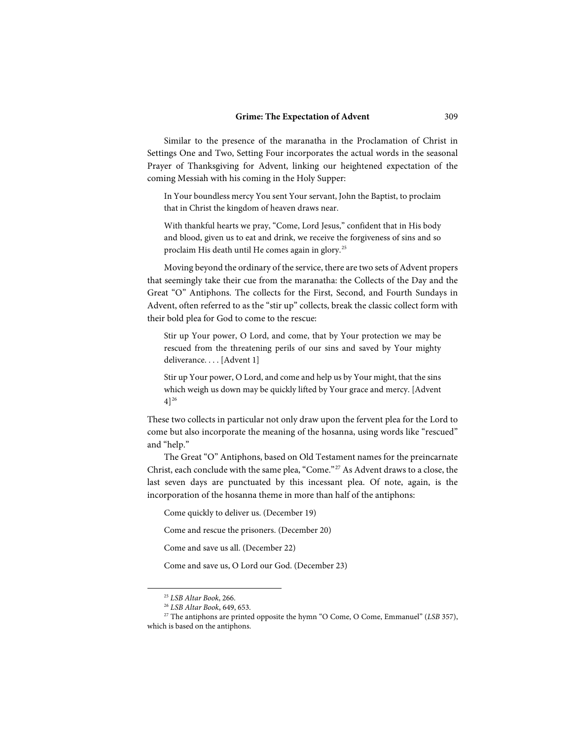Similar to the presence of the maranatha in the Proclamation of Christ in Settings One and Two, Setting Four incorporates the actual words in the seasonal Prayer of Thanksgiving for Advent, linking our heightened expectation of the coming Messiah with his coming in the Holy Supper:

> In Your boundless mercy You sent Your servant, John the Baptist, to proclaim that in Christ the kingdom of heaven draws near.
>
> With thankful hearts we pray, "Come, Lord Jesus," confident that in His body and blood, given us to eat and drink, we receive the forgiveness of sins and so proclaim His death until He comes again in glory.[25]

Moving beyond the ordinary of the service, there are two sets of Advent propers that seemingly take their cue from the maranatha: the Collects of the Day and the Great "O" Antiphons. The collects for the First, Second, and Fourth Sundays in Advent, often referred to as the "stir up" collects, break the classic collect form with their bold plea for God to come to the rescue:

> Stir up Your power, O Lord, and come, that by Your protection we may be rescued from the threatening perils of our sins and saved by Your mighty deliverance. . . . [Advent 1]
>
> Stir up Your power, O Lord, and come and help us by Your might, that the sins which weigh us down may be quickly lifted by Your grace and mercy. [Advent 4][26]

These two collects in particular not only draw upon the fervent plea for the Lord to come but also incorporate the meaning of the hosanna, using words like "rescued" and "help."

The Great "O" Antiphons, based on Old Testament names for the preincarnate Christ, each conclude with the same plea, "Come."[27] As Advent draws to a close, the last seven days are punctuated by this incessant plea. Of note, again, is the incorporation of the hosanna theme in more than half of the antiphons:

> Come quickly to deliver us. (December 19)
>
> Come and rescue the prisoners. (December 20)
>
> Come and save us all. (December 22)
>
> Come and save us, O Lord our God. (December 23)

---

[25] *LSB Altar Book*, 266.

[26] *LSB Altar Book*, 649, 653.

[27] The antiphons are printed opposite the hymn "O Come, O Come, Emmanuel" (*LSB* 357), which is based on the antiphons.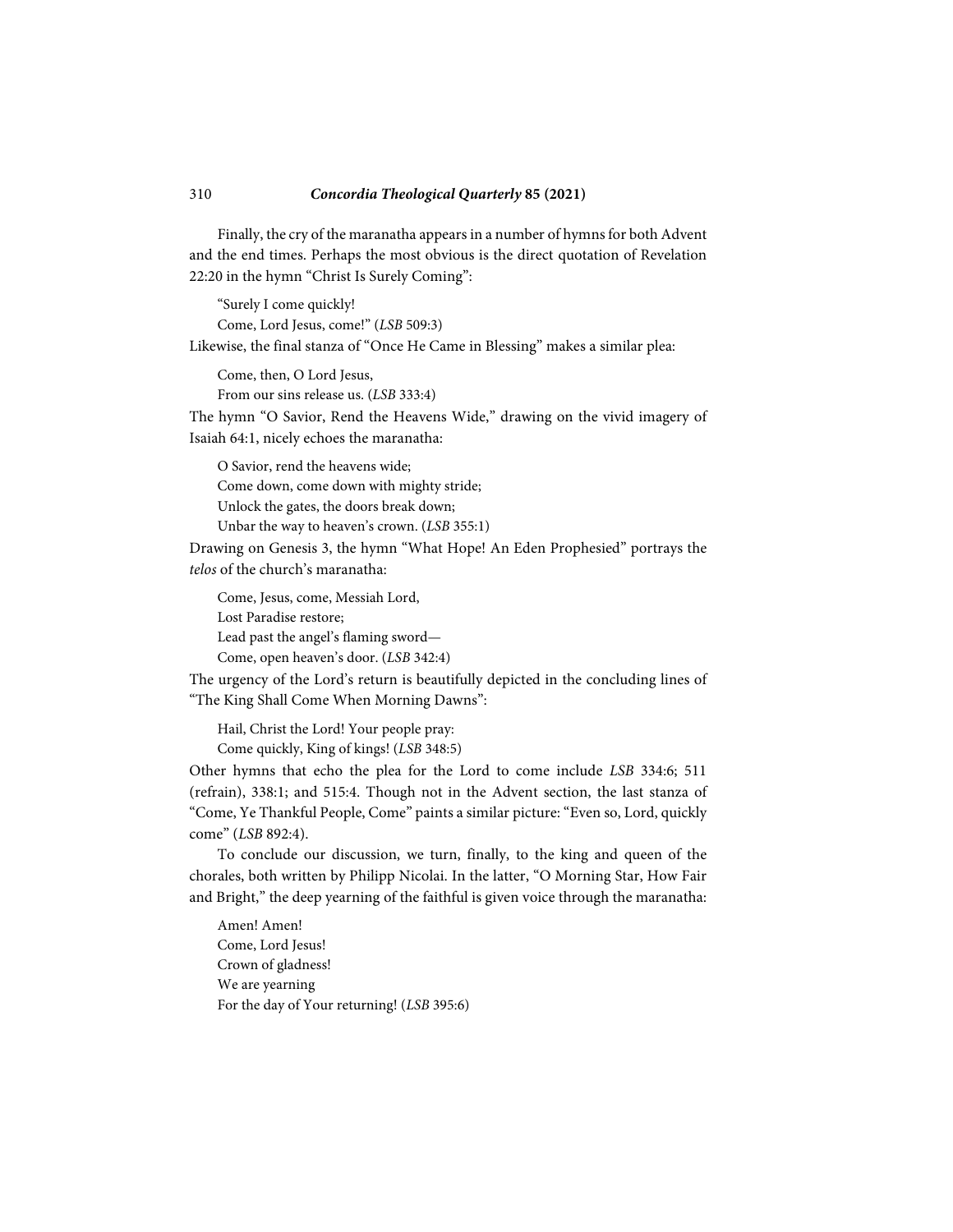Finally, the cry of the maranatha appears in a number of hymns for both Advent and the end times. Perhaps the most obvious is the direct quotation of Revelation 22:20 in the hymn "Christ Is Surely Coming":

> "Surely I come quickly!  
> Come, Lord Jesus, come!" (*LSB* 509:3)

Likewise, the final stanza of "Once He Came in Blessing" makes a similar plea:

> Come, then, O Lord Jesus,  
> From our sins release us. (*LSB* 333:4)

The hymn "O Savior, Rend the Heavens Wide," drawing on the vivid imagery of Isaiah 64:1, nicely echoes the maranatha:

> O Savior, rend the heavens wide;  
> Come down, come down with mighty stride;  
> Unlock the gates, the doors break down;  
> Unbar the way to heaven's crown. (*LSB* 355:1)

Drawing on Genesis 3, the hymn "What Hope! An Eden Prophesied" portrays the *telos* of the church's maranatha:

> Come, Jesus, come, Messiah Lord,  
> Lost Paradise restore;  
> Lead past the angel's flaming sword—  
> Come, open heaven's door. (*LSB* 342:4)

The urgency of the Lord's return is beautifully depicted in the concluding lines of "The King Shall Come When Morning Dawns":

> Hail, Christ the Lord! Your people pray:  
> Come quickly, King of kings! (*LSB* 348:5)

Other hymns that echo the plea for the Lord to come include *LSB* 334:6; 511 (refrain), 338:1; and 515:4. Though not in the Advent section, the last stanza of "Come, Ye Thankful People, Come" paints a similar picture: "Even so, Lord, quickly come" (*LSB* 892:4).

To conclude our discussion, we turn, finally, to the king and queen of the chorales, both written by Philipp Nicolai. In the latter, "O Morning Star, How Fair and Bright," the deep yearning of the faithful is given voice through the maranatha:

> Amen! Amen!  
> Come, Lord Jesus!  
> Crown of gladness!  
> We are yearning  
> For the day of Your returning! (*LSB* 395:6)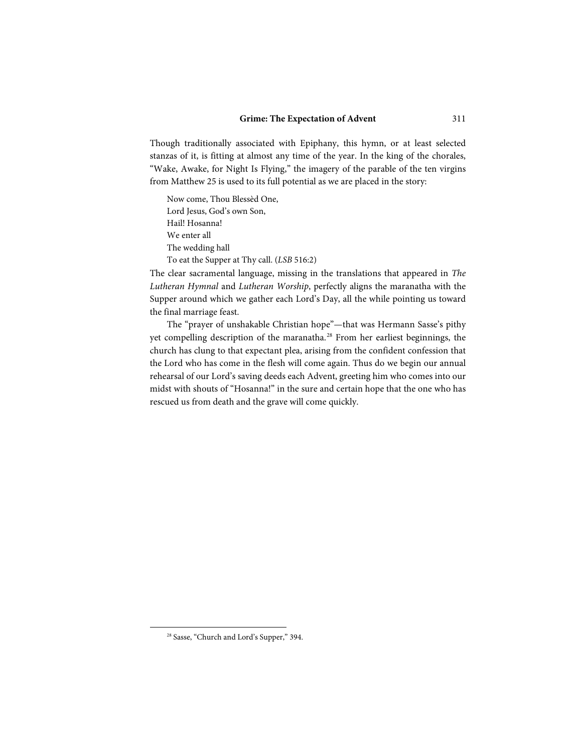Though traditionally associated with Epiphany, this hymn, or at least selected stanzas of it, is fitting at almost any time of the year. In the king of the chorales, “Wake, Awake, for Night Is Flying,” the imagery of the parable of the ten virgins from Matthew 25 is used to its full potential as we are placed in the story:

> Now come, Thou Blessèd One,  
> Lord Jesus, God’s own Son,  
> Hail! Hosanna!  
> We enter all  
> The wedding hall  
> To eat the Supper at Thy call. (*LSB* 516:2)

The clear sacramental language, missing in the translations that appeared in *The Lutheran Hymnal* and *Lutheran Worship*, perfectly aligns the maranatha with the Supper around which we gather each Lord’s Day, all the while pointing us toward the final marriage feast.

The “prayer of unshakable Christian hope”—that was Hermann Sasse’s pithy yet compelling description of the maranatha.[28] From her earliest beginnings, the church has clung to that expectant plea, arising from the confident confession that the Lord who has come in the flesh will come again. Thus do we begin our annual rehearsal of our Lord’s saving deeds each Advent, greeting him who comes into our midst with shouts of “Hosanna!” in the sure and certain hope that the one who has rescued us from death and the grave will come quickly.

[28] Sasse, “Church and Lord’s Supper,” 394.